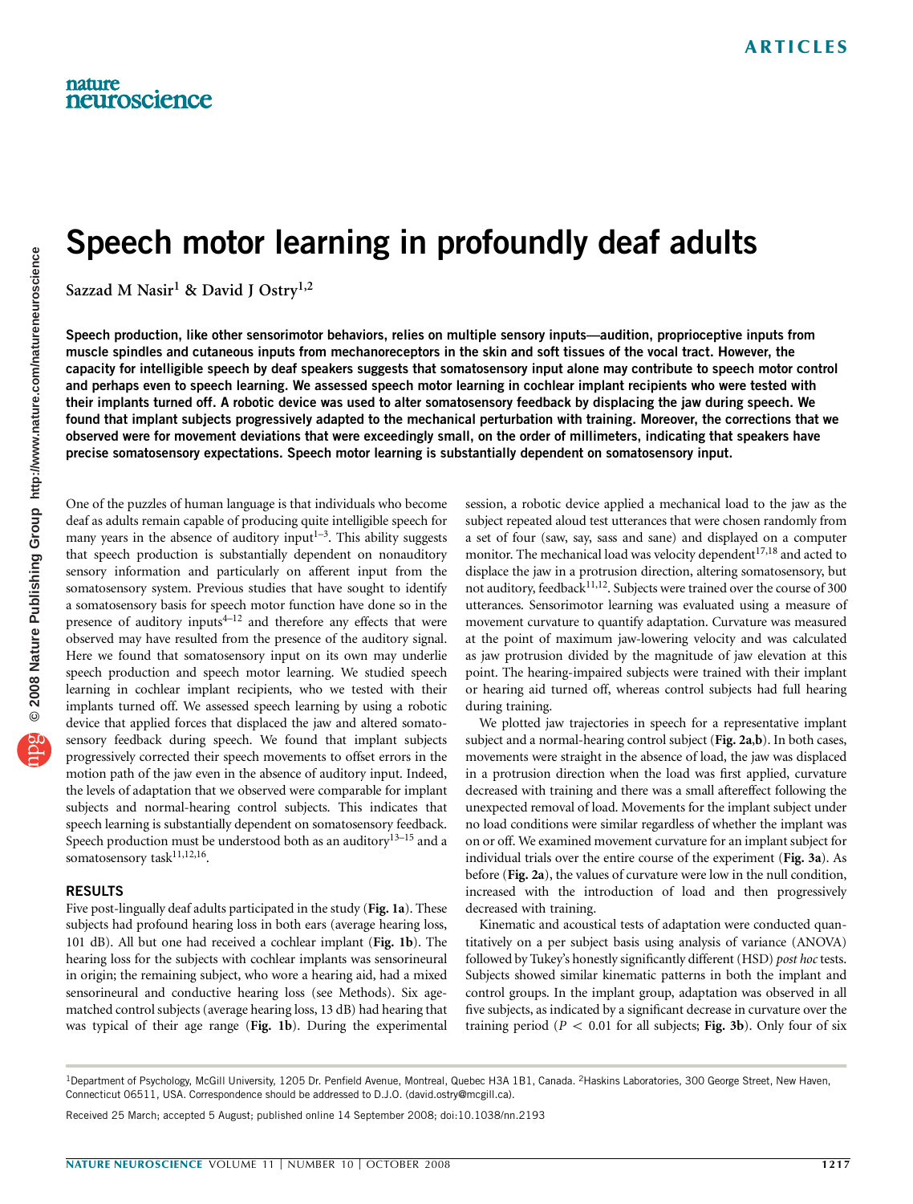# Speech motor learning in profoundly deaf adults

Sazzad M Nasir[1] & David J Ostry[1,2]

**Speech production, like other sensorimotor behaviors, relies on multiple sensory inputs—audition, proprioceptive inputs from muscle spindles and cutaneous inputs from mechanoreceptors in the skin and soft tissues of the vocal tract. However, the capacity for intelligible speech by deaf speakers suggests that somatosensory input alone may contribute to speech motor control and perhaps even to speech learning. We assessed speech motor learning in cochlear implant recipients who were tested with their implants turned off. A robotic device was used to alter somatosensory feedback by displacing the jaw during speech. We found that implant subjects progressively adapted to the mechanical perturbation with training. Moreover, the corrections that we observed were for movement deviations that were exceedingly small, on the order of millimeters, indicating that speakers have precise somatosensory expectations. Speech motor learning is substantially dependent on somatosensory input.**

One of the puzzles of human language is that individuals who become deaf as adults remain capable of producing quite intelligible speech for many years in the absence of auditory input[1–3]. This ability suggests that speech production is substantially dependent on nonauditory sensory information and particularly on afferent input from the somatosensory system. Previous studies that have sought to identify a somatosensory basis for speech motor function have done so in the presence of auditory inputs[4–12] and therefore any effects that were observed may have resulted from the presence of the auditory signal. Here we found that somatosensory input on its own may underlie speech production and speech motor learning. We studied speech learning in cochlear implant recipients, who we tested with their implants turned off. We assessed speech learning by using a robotic device that applied forces that displaced the jaw and altered somatosensory feedback during speech. We found that implant subjects progressively corrected their speech movements to offset errors in the motion path of the jaw even in the absence of auditory input. Indeed, the levels of adaptation that we observed were comparable for implant subjects and normal-hearing control subjects. This indicates that speech learning is substantially dependent on somatosensory feedback. Speech production must be understood both as an auditory[13–15] and a somatosensory task[11,12,16].

## RESULTS

Five post-lingually deaf adults participated in the study (**Fig. 1a**). These subjects had profound hearing loss in both ears (average hearing loss, 101 dB). All but one had received a cochlear implant (**Fig. 1b**). The hearing loss for the subjects with cochlear implants was sensorineural in origin; the remaining subject, who wore a hearing aid, had a mixed sensorineural and conductive hearing loss (see Methods). Six age-matched control subjects (average hearing loss, 13 dB) had hearing that was typical of their age range (**Fig. 1b**). During the experimental session, a robotic device applied a mechanical load to the jaw as the subject repeated aloud test utterances that were chosen randomly from a set of four (saw, say, sass and sane) and displayed on a computer monitor. The mechanical load was velocity dependent[17,18] and acted to displace the jaw in a protrusion direction, altering somatosensory, but not auditory, feedback[11,12]. Subjects were trained over the course of 300 utterances. Sensorimotor learning was evaluated using a measure of movement curvature to quantify adaptation. Curvature was measured at the point of maximum jaw-lowering velocity and was calculated as jaw protrusion divided by the magnitude of jaw elevation at this point. The hearing-impaired subjects were trained with their implant or hearing aid turned off, whereas control subjects had full hearing during training.

We plotted jaw trajectories in speech for a representative implant subject and a normal-hearing control subject (**Fig. 2a**,**b**). In both cases, movements were straight in the absence of load, the jaw was displaced in a protrusion direction when the load was first applied, curvature decreased with training and there was a small aftereffect following the unexpected removal of load. Movements for the implant subject under no load conditions were similar regardless of whether the implant was on or off. We examined movement curvature for an implant subject for individual trials over the entire course of the experiment (**Fig. 3a**). As before (**Fig. 2a**), the values of curvature were low in the null condition, increased with the introduction of load and then progressively decreased with training.

Kinematic and acoustical tests of adaptation were conducted quantitatively on a per subject basis using analysis of variance (ANOVA) followed by Tukey's honestly significantly different (HSD) *post hoc* tests. Subjects showed similar kinematic patterns in both the implant and control groups. In the implant group, adaptation was observed in all five subjects, as indicated by a significant decrease in curvature over the training period ($P < 0.01$ for all subjects; **Fig. 3b**). Only four of six

[1]Department of Psychology, McGill University, 1205 Dr. Penfield Avenue, Montreal, Quebec H3A 1B1, Canada. [2]Haskins Laboratories, 300 George Street, New Haven, Connecticut 06511, USA. Correspondence should be addressed to D.J.O. (david.ostry@mcgill.ca).

Received 25 March; accepted 5 August; published online 14 September 2008; doi:10.1038/nn.2193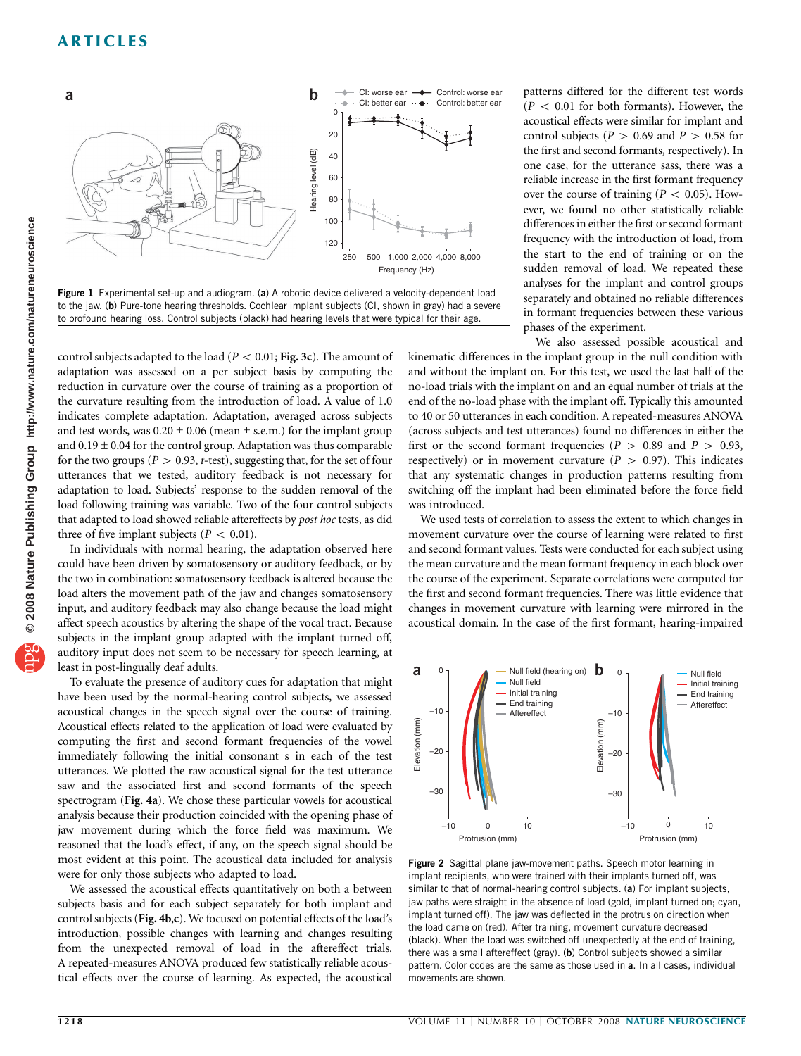Figure 1 Experimental set-up and audiogram. (**a**) A robotic device delivered a velocity-dependent load to the jaw. (**b**) Pure-tone hearing thresholds. Cochlear implant subjects (CI, shown in gray) had a severe to profound hearing loss. Control subjects (black) had hearing levels that were typical for their age.

patterns differed for the different test words ($P < 0.01$ for both formants). However, the acoustical effects were similar for implant and control subjects ($P > 0.69$ and $P > 0.58$ for the first and second formants, respectively). In one case, for the utterance sass, there was a reliable increase in the first formant frequency over the course of training ($P < 0.05$). However, we found no other statistically reliable differences in either the first or second formant frequency with the introduction of load, from the start to the end of training or on the sudden removal of load. We repeated these analyses for the implant and control groups separately and obtained no reliable differences in formant frequencies between these various phases of the experiment.

We also assessed possible acoustical and kinematic differences in the implant group in the null condition with and without the implant on. For this test, we used the last half of the no-load trials with the implant on and an equal number of trials at the end of the no-load phase with the implant off. Typically this amounted to 40 or 50 utterances in each condition. A repeated-measures ANOVA (across subjects and test utterances) found no differences in either the first or the second formant frequencies ($P > 0.89$ and $P > 0.93$, respectively) or in movement curvature ($P > 0.97$). This indicates that any systematic changes in production patterns resulting from switching off the implant had been eliminated before the force field was introduced.

We used tests of correlation to assess the extent to which changes in movement curvature over the course of learning were related to first and second formant values. Tests were conducted for each subject using the mean curvature and the mean formant frequency in each block over the course of the experiment. Separate correlations were computed for the first and second formant frequencies. There was little evidence that changes in movement curvature with learning were mirrored in the acoustical domain. In the case of the first formant, hearing-impaired

control subjects adapted to the load ($P < 0.01$; **Fig. 3c**). The amount of adaptation was assessed on a per subject basis by computing the reduction in curvature over the course of training as a proportion of the curvature resulting from the introduction of load. A value of 1.0 indicates complete adaptation. Adaptation, averaged across subjects and test words, was $0.20 \pm 0.06$ (mean ± s.e.m.) for the implant group and $0.19 \pm 0.04$ for the control group. Adaptation was thus comparable for the two groups ($P > 0.93$, $t$-test), suggesting that, for the set of four utterances that we tested, auditory feedback is not necessary for adaptation to load. Subjects' response to the sudden removal of the load following training was variable. Two of the four control subjects that adapted to load showed reliable aftereffects by *post hoc* tests, as did three of five implant subjects ($P < 0.01$).

In individuals with normal hearing, the adaptation observed here could have been driven by somatosensory or auditory feedback, or by the two in combination: somatosensory feedback is altered because the load alters the movement path of the jaw and changes somatosensory input, and auditory feedback may also change because the load might affect speech acoustics by altering the shape of the vocal tract. Because subjects in the implant group adapted with the implant turned off, auditory input does not seem to be necessary for speech learning, at least in post-lingually deaf adults.

To evaluate the presence of auditory cues for adaptation that might have been used by the normal-hearing control subjects, we assessed acoustical changes in the speech signal over the course of training. Acoustical effects related to the application of load were evaluated by computing the first and second formant frequencies of the vowel immediately following the initial consonant s in each of the test utterances. We plotted the raw acoustical signal for the test utterance saw and the associated first and second formants of the speech spectrogram (**Fig. 4a**). We chose these particular vowels for acoustical analysis because their production coincided with the opening phase of jaw movement during which the force field was maximum. We reasoned that the load's effect, if any, on the speech signal should be most evident at this point. The acoustical data included for analysis were for only those subjects who adapted to load.

We assessed the acoustical effects quantitatively on both a between subjects basis and for each subject separately for both implant and control subjects (**Fig. 4b,c**). We focused on potential effects of the load's introduction, possible changes with learning and changes resulting from the unexpected removal of load in the aftereffect trials. A repeated-measures ANOVA produced few statistically reliable acoustical effects over the course of learning. As expected, the acoustical

Figure 2 Sagittal plane jaw-movement paths. Speech motor learning in implant recipients, who were trained with their implants turned off, was similar to that of normal-hearing control subjects. (**a**) For implant subjects, jaw paths were straight in the absence of load (gold, implant turned on; cyan, implant turned off). The jaw was deflected in the protrusion direction when the load came on (red). After training, movement curvature decreased (black). When the load was switched off unexpectedly at the end of training, there was a small aftereffect (gray). (**b**) Control subjects showed a similar pattern. Color codes are the same as those used in **a**. In all cases, individual movements are shown.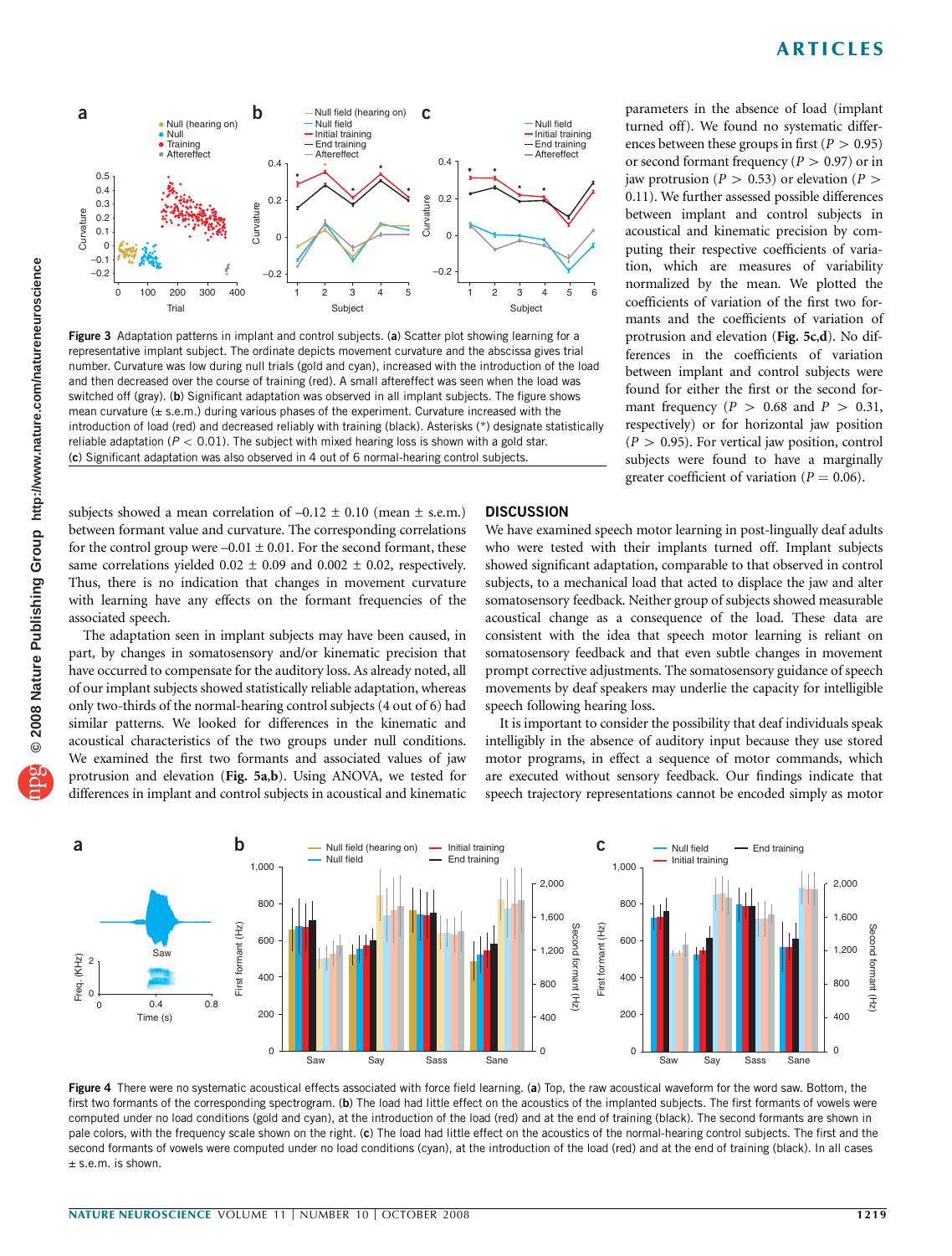a

Null (hearing on)
Null
Training
Aftereffect

Curvature

0.5
0.4
0.3
0.2
0.1
0
–0.1
–0.2

0 100 200 300 400

Trial

b

Null field (hearing on)
Null field
Initial training
End training
Aftereffect

Curvature

0.4
0.2
0
–0.2

1 2 3 4 5

Subject

c

Null field
Initial training
End training
Aftereffect

Curvature

0.4
0.2
0
–0.2

1 2 3 4 5 6

Subject

**Figure 3** Adaptation patterns in implant and control subjects. (**a**) Scatter plot showing learning for a representative implant subject. The ordinate depicts movement curvature and the abscissa gives trial number. Curvature was low during null trials (gold and cyan), increased with the introduction of the load and then decreased over the course of training (red). A small aftereffect was seen when the load was switched off (gray). (**b**) Significant adaptation was observed in all implant subjects. The figure shows mean curvature (± s.e.m.) during various phases of the experiment. Curvature increased with the introduction of load (red) and decreased reliably with training (black). Asterisks (*) designate statistically reliable adaptation ($P < 0.01$). The subject with mixed hearing loss is shown with a gold star. (**c**) Significant adaptation was also observed in 4 out of 6 normal-hearing control subjects.

parameters in the absence of load (implant turned off). We found no systematic differences between these groups in first ($P > 0.95$) or second formant frequency ($P > 0.97$) or in jaw protrusion ($P > 0.53$) or elevation ($P > 0.11$). We further assessed possible differences between implant and control subjects in acoustical and kinematic precision by computing their respective coefficients of variation, which are measures of variability normalized by the mean. We plotted the coefficients of variation of the first two formants and the coefficients of variation of protrusion and elevation (**Fig. 5c,d**). No differences in the coefficients of variation between implant and control subjects were found for either the first or the second formant frequency ($P > 0.68$ and $P > 0.31$, respectively) or for horizontal jaw position ($P > 0.95$). For vertical jaw position, control subjects were found to have a marginally greater coefficient of variation ($P = 0.06$).

subjects showed a mean correlation of –0.12 ± 0.10 (mean ± s.e.m.) between formant value and curvature. The corresponding correlations for the control group were –0.01 ± 0.01. For the second formant, these same correlations yielded 0.02 ± 0.09 and 0.002 ± 0.02, respectively. Thus, there is no indication that changes in movement curvature with learning have any effects on the formant frequencies of the associated speech.

The adaptation seen in implant subjects may have been caused, in part, by changes in somatosensory and/or kinematic precision that have occurred to compensate for the auditory loss. As already noted, all of our implant subjects showed statistically reliable adaptation, whereas only two-thirds of the normal-hearing control subjects (4 out of 6) had similar patterns. We looked for differences in the kinematic and acoustical characteristics of the two groups under null conditions. We examined the first two formants and associated values of jaw protrusion and elevation (**Fig. 5a,b**). Using ANOVA, we tested for differences in implant and control subjects in acoustical and kinematic

## DISCUSSION

We have examined speech motor learning in post-lingually deaf adults who were tested with their implants turned off. Implant subjects showed significant adaptation, comparable to that observed in control subjects, to a mechanical load that acted to displace the jaw and alter somatosensory feedback. Neither group of subjects showed measurable acoustical change as a consequence of the load. These data are consistent with the idea that speech motor learning is reliant on somatosensory feedback and that even subtle changes in movement prompt corrective adjustments. The somatosensory guidance of speech movements by deaf speakers may underlie the capacity for intelligible speech following hearing loss.

It is important to consider the possibility that deaf individuals speak intelligibly in the absence of auditory input because they use stored motor programs, in effect a sequence of motor commands, which are executed without sensory feedback. Our findings indicate that speech trajectory representations cannot be encoded simply as motor

a

Saw

Freq. (KHz)
2
0

0 0.4 0.8

Time (s)

b

Null field (hearing on)
Null field
Initial training
End training

First formant (Hz)

1,000
800
600
400
200
0

Second formant (Hz)

2,000
1,600
1,200
800
400
0

Saw Say Sass Sane

c

Null field
Initial training
End training

First formant (Hz)

1,000
800
600
400
200
0

Second formant (Hz)

2,000
1,600
1,200
800
400
0

Saw Say Sass Sane

**Figure 4** There were no systematic acoustical effects associated with force field learning. (**a**) Top, the raw acoustical waveform for the word saw. Bottom, the first two formants of the corresponding spectrogram. (**b**) The load had little effect on the acoustics of the implanted subjects. The first formants of vowels were computed under no load conditions (gold and cyan), at the introduction of the load (red) and at the end of training (black). The second formants are shown in pale colors, with the frequency scale shown on the right. (**c**) The load had little effect on the acoustics of the normal-hearing control subjects. The first and the second formants of vowels were computed under no load conditions (cyan), at the introduction of the load (red) and at the end of training (black). In all cases ± s.e.m. is shown.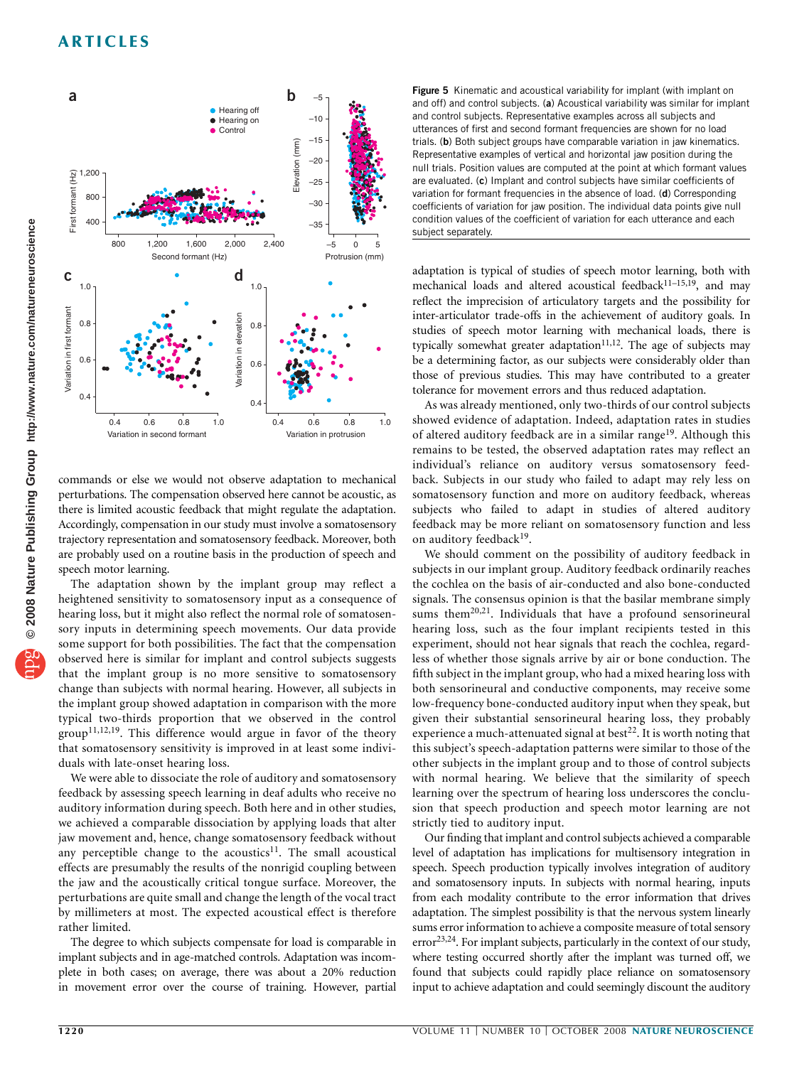a

Hearing off
Hearing on
Control

First formant (Hz)
1,200
800
400
800
1,200
1,600
2,000
2,400
Second formant (Hz)

b

Elevation (mm)
−5
−10
−15
−20
−25
−30
−35
−5
0
5
Protrusion (mm)

c

Variation in first formant
1.0
0.8
0.6
0.4
0.4
0.6
0.8
1.0
Variation in second formant

d

Variation in elevation
1.0
0.8
0.6
0.4
0.4
0.6
0.8
1.0
Variation in protrusion

**Figure 5** Kinematic and acoustical variability for implant (with implant on and off) and control subjects. (**a**) Acoustical variability was similar for implant and control subjects. Representative examples across all subjects and utterances of first and second formant frequencies are shown for no load trials. (**b**) Both subject groups have comparable variation in jaw kinematics. Representative examples of vertical and horizontal jaw position during the null trials. Position values are computed at the point at which formant values are evaluated. (**c**) Implant and control subjects have similar coefficients of variation for formant frequencies in the absence of load. (**d**) Corresponding coefficients of variation for jaw position. The individual data points give null condition values of the coefficient of variation for each utterance and each subject separately.

commands or else we would not observe adaptation to mechanical perturbations. The compensation observed here cannot be acoustic, as there is limited acoustic feedback that might regulate the adaptation. Accordingly, compensation in our study must involve a somatosensory trajectory representation and somatosensory feedback. Moreover, both are probably used on a routine basis in the production of speech and speech motor learning.

The adaptation shown by the implant group may reflect a heightened sensitivity to somatosensory input as a consequence of hearing loss, but it might also reflect the normal role of somatosensory inputs in determining speech movements. Our data provide some support for both possibilities. The fact that the compensation observed here is similar for implant and control subjects suggests that the implant group is no more sensitive to somatosensory change than subjects with normal hearing. However, all subjects in the implant group showed adaptation in comparison with the more typical two-thirds proportion that we observed in the control group[11,12,19]. This difference would argue in favor of the theory that somatosensory sensitivity is improved in at least some individuals with late-onset hearing loss.

We were able to dissociate the role of auditory and somatosensory feedback by assessing speech learning in deaf adults who receive no auditory information during speech. Both here and in other studies, we achieved a comparable dissociation by applying loads that alter jaw movement and, hence, change somatosensory feedback without any perceptible change to the acoustics[11]. The small acoustical effects are presumably the results of the nonrigid coupling between the jaw and the acoustically critical tongue surface. Moreover, the perturbations are quite small and change the length of the vocal tract by millimeters at most. The expected acoustical effect is therefore rather limited.

The degree to which subjects compensate for load is comparable in implant subjects and in age-matched controls. Adaptation was incomplete in both cases; on average, there was about a 20% reduction in movement error over the course of training. However, partial adaptation is typical of studies of speech motor learning, both with mechanical loads and altered acoustical feedback[11–15,19], and may reflect the imprecision of articulatory targets and the possibility for inter-articulator trade-offs in the achievement of auditory goals. In studies of speech motor learning with mechanical loads, there is typically somewhat greater adaptation[11,12]. The age of subjects may be a determining factor, as our subjects were considerably older than those of previous studies. This may have contributed to a greater tolerance for movement errors and thus reduced adaptation.

As was already mentioned, only two-thirds of our control subjects showed evidence of adaptation. Indeed, adaptation rates in studies of altered auditory feedback are in a similar range[19]. Although this remains to be tested, the observed adaptation rates may reflect an individual's reliance on auditory versus somatosensory feedback. Subjects in our study who failed to adapt may rely less on somatosensory function and more on auditory feedback, whereas subjects who failed to adapt in studies of altered auditory feedback may be more reliant on somatosensory function and less on auditory feedback[19].

We should comment on the possibility of auditory feedback in subjects in our implant group. Auditory feedback ordinarily reaches the cochlea on the basis of air-conducted and also bone-conducted signals. The consensus opinion is that the basilar membrane simply sums them[20,21]. Individuals that have a profound sensorineural hearing loss, such as the four implant recipients tested in this experiment, should not hear signals that reach the cochlea, regardless of whether those signals arrive by air or bone conduction. The fifth subject in the implant group, who had a mixed hearing loss with both sensorineural and conductive components, may receive some low-frequency bone-conducted auditory input when they speak, but given their substantial sensorineural hearing loss, they probably experience a much-attenuated signal at best[22]. It is worth noting that this subject's speech-adaptation patterns were similar to those of the other subjects in the implant group and to those of control subjects with normal hearing. We believe that the similarity of speech learning over the spectrum of hearing loss underscores the conclusion that speech production and speech motor learning are not strictly tied to auditory input.

Our finding that implant and control subjects achieved a comparable level of adaptation has implications for multisensory integration in speech. Speech production typically involves integration of auditory and somatosensory inputs. In subjects with normal hearing, inputs from each modality contribute to the error information that drives adaptation. The simplest possibility is that the nervous system linearly sums error information to achieve a composite measure of total sensory error[23,24]. For implant subjects, particularly in the context of our study, where testing occurred shortly after the implant was turned off, we found that subjects could rapidly place reliance on somatosensory input to achieve adaptation and could seemingly discount the auditory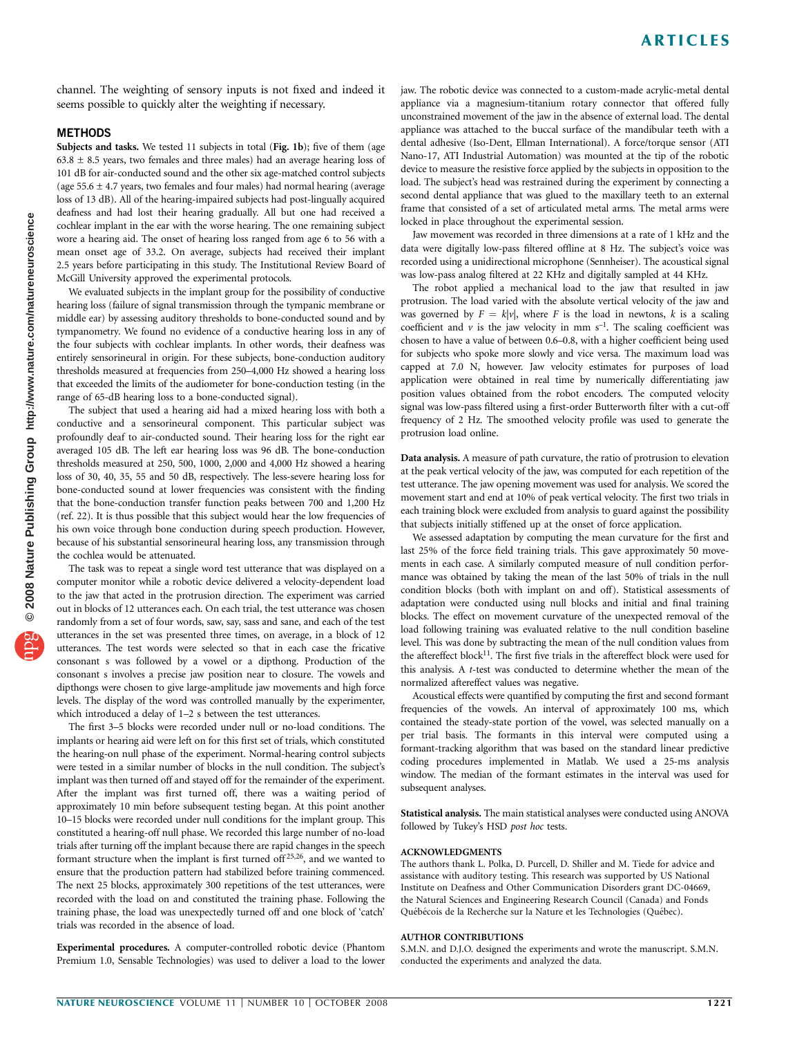channel. The weighting of sensory inputs is not fixed and indeed it seems possible to quickly alter the weighting if necessary.

## METHODS

**Subjects and tasks.** We tested 11 subjects in total (**Fig. 1b**); five of them (age 63.8 ± 8.5 years, two females and three males) had an average hearing loss of 101 dB for air-conducted sound and the other six age-matched control subjects (age 55.6 ± 4.7 years, two females and four males) had normal hearing (average loss of 13 dB). All of the hearing-impaired subjects had post-lingually acquired deafness and had lost their hearing gradually. All but one had received a cochlear implant in the ear with the worse hearing. The one remaining subject wore a hearing aid. The onset of hearing loss ranged from age 6 to 56 with a mean onset age of 33.2. On average, subjects had received their implant 2.5 years before participating in this study. The Institutional Review Board of McGill University approved the experimental protocols.

We evaluated subjects in the implant group for the possibility of conductive hearing loss (failure of signal transmission through the tympanic membrane or middle ear) by assessing auditory thresholds to bone-conducted sound and by tympanometry. We found no evidence of a conductive hearing loss in any of the four subjects with cochlear implants. In other words, their deafness was entirely sensorineural in origin. For these subjects, bone-conduction auditory thresholds measured at frequencies from 250–4,000 Hz showed a hearing loss that exceeded the limits of the audiometer for bone-conduction testing (in the range of 65-dB hearing loss to a bone-conducted signal).

The subject that used a hearing aid had a mixed hearing loss with both a conductive and a sensorineural component. This particular subject was profoundly deaf to air-conducted sound. Their hearing loss for the right ear averaged 105 dB. The left ear hearing loss was 96 dB. The bone-conduction thresholds measured at 250, 500, 1000, 2,000 and 4,000 Hz showed a hearing loss of 30, 40, 35, 55 and 50 dB, respectively. The less-severe hearing loss for bone-conducted sound at lower frequencies was consistent with the finding that the bone-conduction transfer function peaks between 700 and 1,200 Hz (ref. 22). It is thus possible that this subject would hear the low frequencies of his own voice through bone conduction during speech production. However, because of his substantial sensorineural hearing loss, any transmission through the cochlea would be attenuated.

The task was to repeat a single word test utterance that was displayed on a computer monitor while a robotic device delivered a velocity-dependent load to the jaw that acted in the protrusion direction. The experiment was carried out in blocks of 12 utterances each. On each trial, the test utterance was chosen randomly from a set of four words, saw, say, sass and sane, and each of the test utterances in the set was presented three times, on average, in a block of 12 utterances. The test words were selected so that in each case the fricative consonant s was followed by a vowel or a dipthong. Production of the consonant s involves a precise jaw position near to closure. The vowels and dipthongs were chosen to give large-amplitude jaw movements and high force levels. The display of the word was controlled manually by the experimenter, which introduced a delay of 1–2 s between the test utterances.

The first 3–5 blocks were recorded under null or no-load conditions. The implants or hearing aid were left on for this first set of trials, which constituted the hearing-on null phase of the experiment. Normal-hearing control subjects were tested in a similar number of blocks in the null condition. The subject's implant was then turned off and stayed off for the remainder of the experiment. After the implant was first turned off, there was a waiting period of approximately 10 min before subsequent testing began. At this point another 10–15 blocks were recorded under null conditions for the implant group. This constituted a hearing-off null phase. We recorded this large number of no-load trials after turning off the implant because there are rapid changes in the speech formant structure when the implant is first turned off[25,26], and we wanted to ensure that the production pattern had stabilized before training commenced. The next 25 blocks, approximately 300 repetitions of the test utterances, were recorded with the load on and constituted the training phase. Following the training phase, the load was unexpectedly turned off and one block of 'catch' trials was recorded in the absence of load.

**Experimental procedures.** A computer-controlled robotic device (Phantom Premium 1.0, Sensable Technologies) was used to deliver a load to the lower jaw. The robotic device was connected to a custom-made acrylic-metal dental appliance via a magnesium-titanium rotary connector that offered fully unconstrained movement of the jaw in the absence of external load. The dental appliance was attached to the buccal surface of the mandibular teeth with a dental adhesive (Iso-Dent, Ellman International). A force/torque sensor (ATI Nano-17, ATI Industrial Automation) was mounted at the tip of the robotic device to measure the resistive force applied by the subjects in opposition to the load. The subject's head was restrained during the experiment by connecting a second dental appliance that was glued to the maxillary teeth to an external frame that consisted of a set of articulated metal arms. The metal arms were locked in place throughout the experimental session.

Jaw movement was recorded in three dimensions at a rate of 1 kHz and the data were digitally low-pass filtered offline at 8 Hz. The subject's voice was recorded using a unidirectional microphone (Sennheiser). The acoustical signal was low-pass analog filtered at 22 KHz and digitally sampled at 44 KHz.

The robot applied a mechanical load to the jaw that resulted in jaw protrusion. The load varied with the absolute vertical velocity of the jaw and was governed by $F = k|v|$, where $F$ is the load in newtons, $k$ is a scaling coefficient and $v$ is the jaw velocity in mm $s^{-1}$. The scaling coefficient was chosen to have a value of between 0.6–0.8, with a higher coefficient being used for subjects who spoke more slowly and vice versa. The maximum load was capped at 7.0 N, however. Jaw velocity estimates for purposes of load application were obtained in real time by numerically differentiating jaw position values obtained from the robot encoders. The computed velocity signal was low-pass filtered using a first-order Butterworth filter with a cut-off frequency of 2 Hz. The smoothed velocity profile was used to generate the protrusion load online.

**Data analysis.** A measure of path curvature, the ratio of protrusion to elevation at the peak vertical velocity of the jaw, was computed for each repetition of the test utterance. The jaw opening movement was used for analysis. We scored the movement start and end at 10% of peak vertical velocity. The first two trials in each training block were excluded from analysis to guard against the possibility that subjects initially stiffened up at the onset of force application.

We assessed adaptation by computing the mean curvature for the first and last 25% of the force field training trials. This gave approximately 50 movements in each case. A similarly computed measure of null condition performance was obtained by taking the mean of the last 50% of trials in the null condition blocks (both with implant on and off). Statistical assessments of adaptation were conducted using null blocks and initial and final training blocks. The effect on movement curvature of the unexpected removal of the load following training was evaluated relative to the null condition baseline level. This was done by subtracting the mean of the null condition values from the aftereffect block[11]. The first five trials in the aftereffect block were used for this analysis. A $t$-test was conducted to determine whether the mean of the normalized aftereffect values was negative.

Acoustical effects were quantified by computing the first and second formant frequencies of the vowels. An interval of approximately 100 ms, which contained the steady-state portion of the vowel, was selected manually on a per trial basis. The formants in this interval were computed using a formant-tracking algorithm that was based on the standard linear predictive coding procedures implemented in Matlab. We used a 25-ms analysis window. The median of the formant estimates in the interval was used for subsequent analyses.

**Statistical analysis.** The main statistical analyses were conducted using ANOVA followed by Tukey's HSD *post hoc* tests.

### ACKNOWLEDGMENTS

The authors thank L. Polka, D. Purcell, D. Shiller and M. Tiede for advice and assistance with auditory testing. This research was supported by US National Institute on Deafness and Other Communication Disorders grant DC-04669, the Natural Sciences and Engineering Research Council (Canada) and Fonds Québécois de la Recherche sur la Nature et les Technologies (Québec).

### AUTHOR CONTRIBUTIONS

S.M.N. and D.J.O. designed the experiments and wrote the manuscript. S.M.N. conducted the experiments and analyzed the data.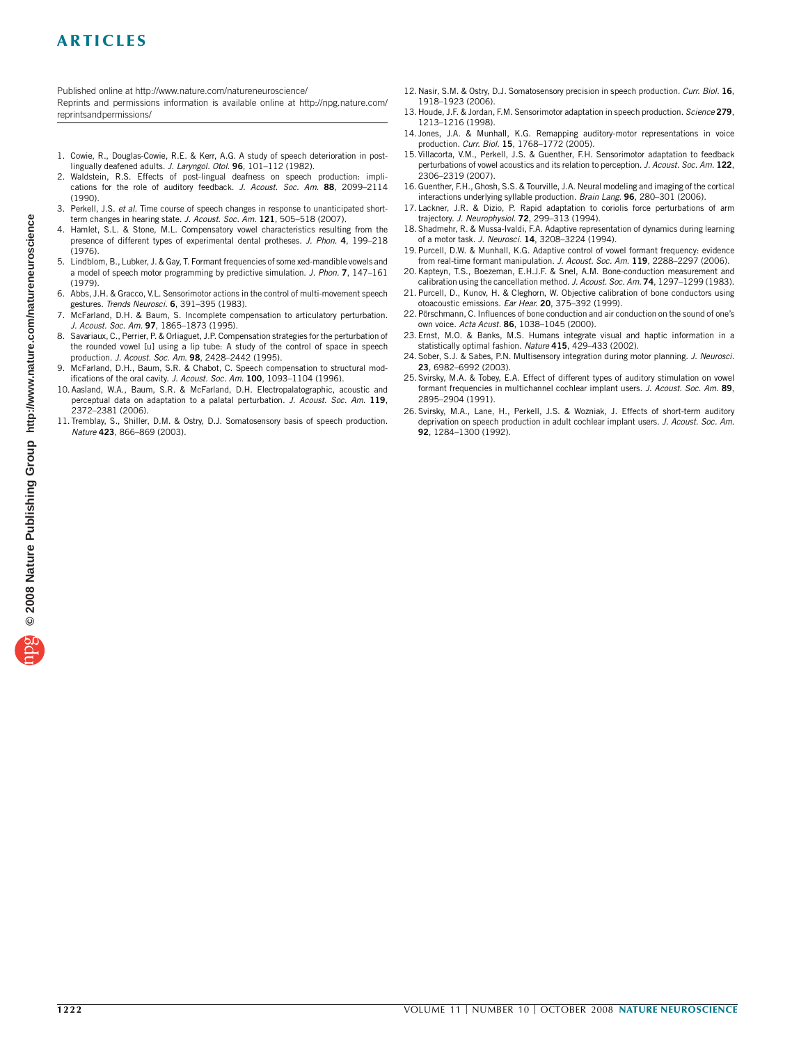Published online at http://www.nature.com/natureneuroscience/
Reprints and permissions information is available online at http://npg.nature.com/reprintsandpermissions/

1. Cowie, R., Douglas-Cowie, R.E. & Kerr, A.G. A study of speech deterioration in post-lingually deafened adults. *J. Laryngol. Otol.* **96**, 101–112 (1982).
2. Waldstein, R.S. Effects of post-lingual deafness on speech production: implications for the role of auditory feedback. *J. Acoust. Soc. Am.* **88**, 2099–2114 (1990).
3. Perkell, J.S. *et al.* Time course of speech changes in response to unanticipated short-term changes in hearing state. *J. Acoust. Soc. Am.* **121**, 505–518 (2007).
4. Hamlet, S.L. & Stone, M.L. Compensatory vowel characteristics resulting from the presence of different types of experimental dental protheses. *J. Phon.* **4**, 199–218 (1976).
5. Lindblom, B., Lubker, J. & Gay, T. Formant frequencies of some xed-mandible vowels and a model of speech motor programming by predictive simulation. *J. Phon.* **7**, 147–161 (1979).
6. Abbs, J.H. & Gracco, V.L. Sensorimotor actions in the control of multi-movement speech gestures. *Trends Neurosci.* **6**, 391–395 (1983).
7. McFarland, D.H. & Baum, S. Incomplete compensation to articulatory perturbation. *J. Acoust. Soc. Am.* **97**, 1865–1873 (1995).
8. Savariaux, C., Perrier, P. & Orliaguet, J.P. Compensation strategies for the perturbation of the rounded vowel [u] using a lip tube: A study of the control of space in speech production. *J. Acoust. Soc. Am.* **98**, 2428–2442 (1995).
9. McFarland, D.H., Baum, S.R. & Chabot, C. Speech compensation to structural modifications of the oral cavity. *J. Acoust. Soc. Am.* **100**, 1093–1104 (1996).
10. Aasland, W.A., Baum, S.R. & McFarland, D.H. Electropalatographic, acoustic and perceptual data on adaptation to a palatal perturbation. *J. Acoust. Soc. Am.* **119**, 2372–2381 (2006).
11. Tremblay, S., Shiller, D.M. & Ostry, D.J. Somatosensory basis of speech production. *Nature* **423**, 866–869 (2003).
12. Nasir, S.M. & Ostry, D.J. Somatosensory precision in speech production. *Curr. Biol.* **16**, 1918–1923 (2006).
13. Houde, J.F. & Jordan, F.M. Sensorimotor adaptation in speech production. *Science* **279**, 1213–1216 (1998).
14. Jones, J.A. & Munhall, K.G. Remapping auditory-motor representations in voice production. *Curr. Biol.* **15**, 1768–1772 (2005).
15. Villacorta, V.M., Perkell, J.S. & Guenther, F.H. Sensorimotor adaptation to feedback perturbations of vowel acoustics and its relation to perception. *J. Acoust. Soc. Am.* **122**, 2306–2319 (2007).
16. Guenther, F.H., Ghosh, S.S. & Tourville, J.A. Neural modeling and imaging of the cortical interactions underlying syllable production. *Brain Lang.* **96**, 280–301 (2006).
17. Lackner, J.R. & Dizio, P. Rapid adaptation to coriolis force perturbations of arm trajectory. *J. Neurophysiol.* **72**, 299–313 (1994).
18. Shadmehr, R. & Mussa-Ivaldi, F.A. Adaptive representation of dynamics during learning of a motor task. *J. Neurosci.* **14**, 3208–3224 (1994).
19. Purcell, D.W. & Munhall, K.G. Adaptive control of vowel formant frequency: evidence from real-time formant manipulation. *J. Acoust. Soc. Am.* **119**, 2288–2297 (2006).
20. Kapteyn, T.S., Boezeman, E.H.J.F. & Snel, A.M. Bone-conduction measurement and calibration using the cancellation method. *J. Acoust. Soc. Am.* **74**, 1297–1299 (1983).
21. Purcell, D., Kunov, H. & Cleghorn, W. Objective calibration of bone conductors using otoacoustic emissions. *Ear Hear.* **20**, 375–392 (1999).
22. Pörschmann, C. Influences of bone conduction and air conduction on the sound of one's own voice. *Acta Acust.* **86**, 1038–1045 (2000).
23. Ernst, M.O. & Banks, M.S. Humans integrate visual and haptic information in a statistically optimal fashion. *Nature* **415**, 429–433 (2002).
24. Sober, S.J. & Sabes, P.N. Multisensory integration during motor planning. *J. Neurosci.* **23**, 6982–6992 (2003).
25. Svirsky, M.A. & Tobey, E.A. Effect of different types of auditory stimulation on vowel formant frequencies in multichannel cochlear implant users. *J. Acoust. Soc. Am.* **89**, 2895–2904 (1991).
26. Svirsky, M.A., Lane, H., Perkell, J.S. & Wozniak, J. Effects of short-term auditory deprivation on speech production in adult cochlear implant users. *J. Acoust. Soc. Am.* **92**, 1284–1300 (1992).